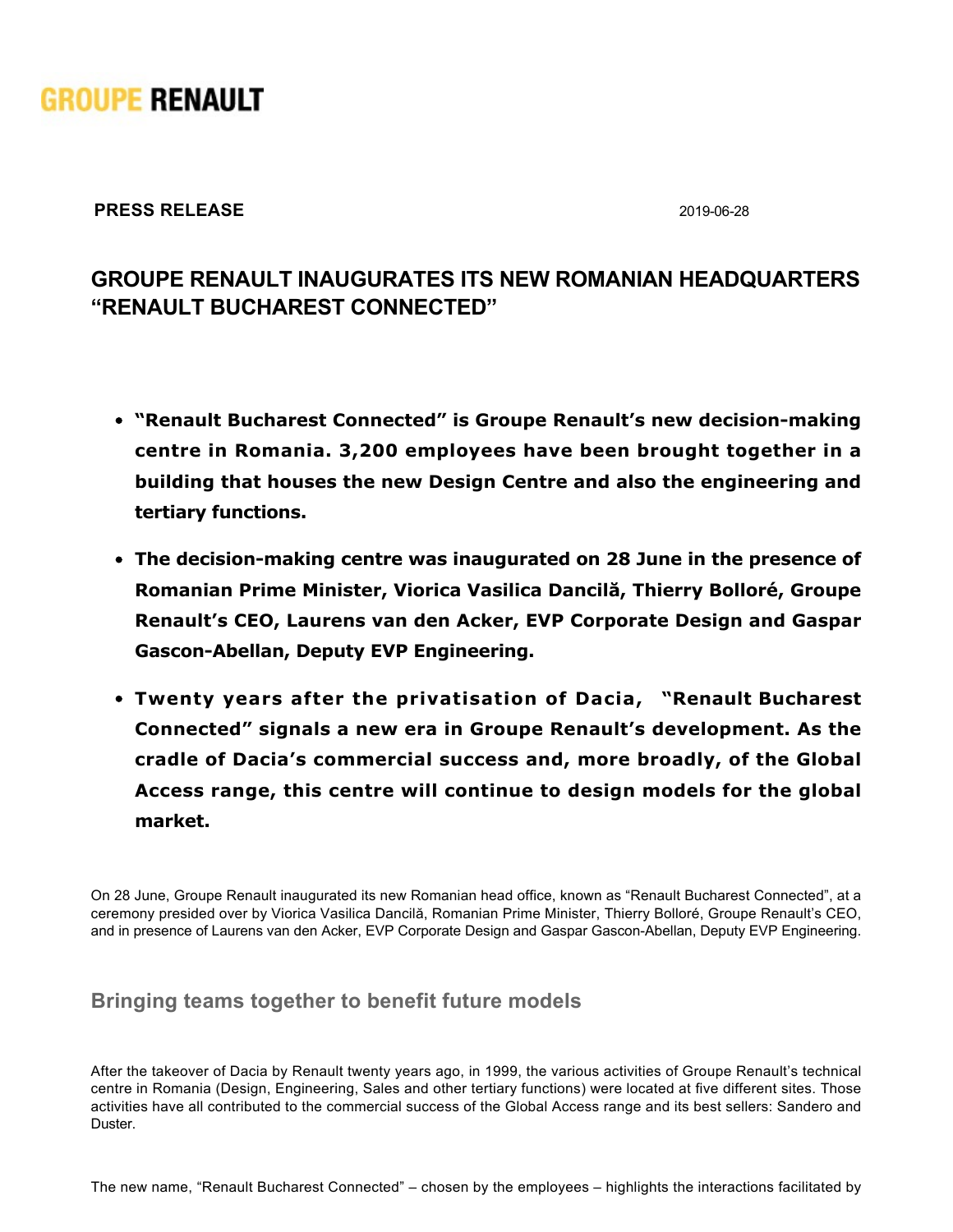GROUPE RENAULT

**PRESS RELEASE** 2019-06-28

# GROUPE RENAULT INAUGURATES ITS NEW ROMANIAN HEADQUARTERS "RENAULT BUCHAREST CONNECTED"

- **"Renault Bucharest Connected" is Groupe Renault's new decision-making centre in Romania. 3,200 employees have been brought together in a building that houses the new Design Centre and also the engineering and tertiary functions.**
- **The decision-making centre was inaugurated on 28 June in the presence of Romanian Prime Minister, Viorica Vasilica Dancilă, Thierry Bolloré, Groupe Renault's CEO, Laurens van den Acker, EVP Corporate Design and Gaspar Gascon-Abellan, Deputy EVP Engineering.**
- **Twenty years after the privatisation of Dacia, "Renault Bucharest Connected" signals a new era in Groupe Renault's development. As the cradle of Dacia's commercial success and, more broadly, of the Global Access range, this centre will continue to design models for the global market.**

On 28 June, Groupe Renault inaugurated its new Romanian head office, known as "Renault Bucharest Connected", at a ceremony presided over by Viorica Vasilica Dancilă, Romanian Prime Minister, Thierry Bolloré, Groupe Renault's CEO, and in presence of Laurens van den Acker, EVP Corporate Design and Gaspar Gascon-Abellan, Deputy EVP Engineering.

## Bringing teams together to benefit future models

After the takeover of Dacia by Renault twenty years ago, in 1999, the various activities of Groupe Renault's technical centre in Romania (Design, Engineering, Sales and other tertiary functions) were located at five different sites. Those activities have all contributed to the commercial success of the Global Access range and its best sellers: Sandero and Duster.

The new name, "Renault Bucharest Connected" – chosen by the employees – highlights the interactions facilitated by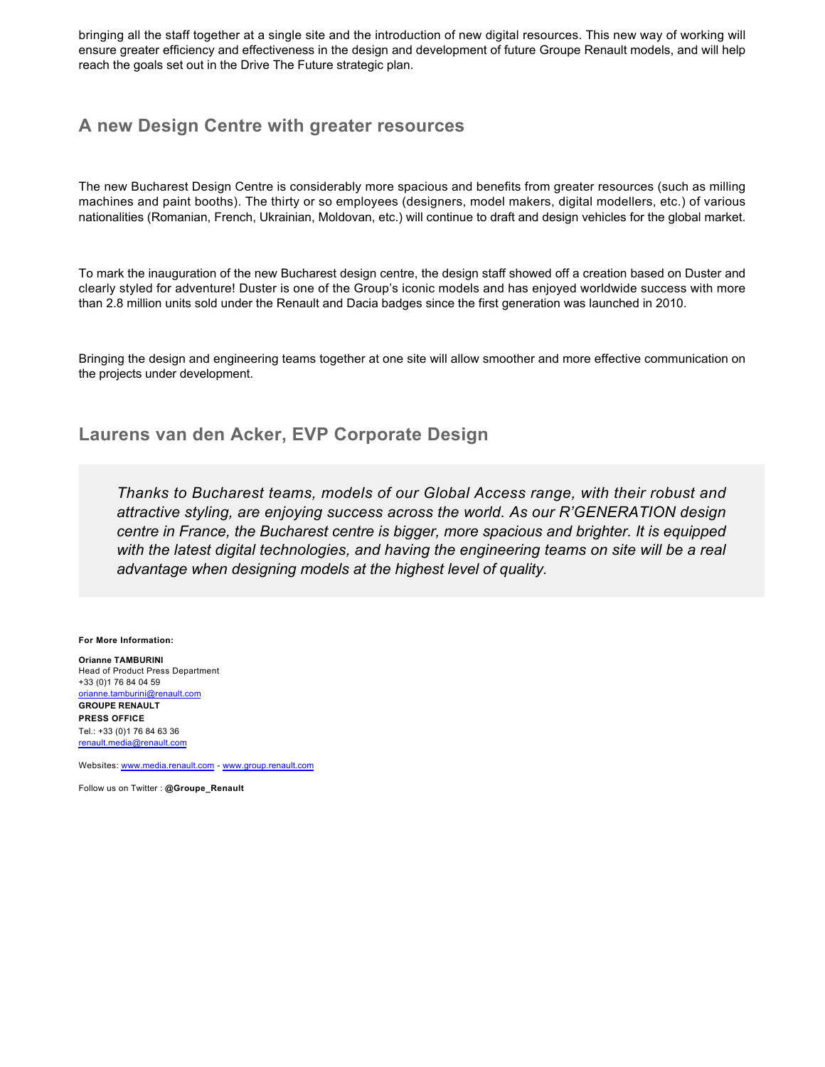bringing all the staff together at a single site and the introduction of new digital resources. This new way of working will ensure greater efficiency and effectiveness in the design and development of future Groupe Renault models, and will help reach the goals set out in the Drive The Future strategic plan.

## A new Design Centre with greater resources

The new Bucharest Design Centre is considerably more spacious and benefits from greater resources (such as milling machines and paint booths). The thirty or so employees (designers, model makers, digital modellers, etc.) of various nationalities (Romanian, French, Ukrainian, Moldovan, etc.) will continue to draft and design vehicles for the global market.

To mark the inauguration of the new Bucharest design centre, the design staff showed off a creation based on Duster and clearly styled for adventure! Duster is one of the Group's iconic models and has enjoyed worldwide success with more than 2.8 million units sold under the Renault and Dacia badges since the first generation was launched in 2010.

Bringing the design and engineering teams together at one site will allow smoother and more effective communication on the projects under development.

## Laurens van den Acker, EVP Corporate Design

> *Thanks to Bucharest teams, models of our Global Access range, with their robust and attractive styling, are enjoying success across the world. As our R'GENERATION design centre in France, the Bucharest centre is bigger, more spacious and brighter. It is equipped with the latest digital technologies, and having the engineering teams on site will be a real advantage when designing models at the highest level of quality.*

**For More Information:**

**Orianne TAMBURINI**
Head of Product Press Department
+33 (0)1 76 84 04 59
orianne.tamburini@renault.com
**GROUPE RENAULT**
**PRESS OFFICE**
Tel.: +33 (0)1 76 84 63 36
renault.media@renault.com

Websites: www.media.renault.com - www.group.renault.com

Follow us on Twitter : **@Groupe_Renault**